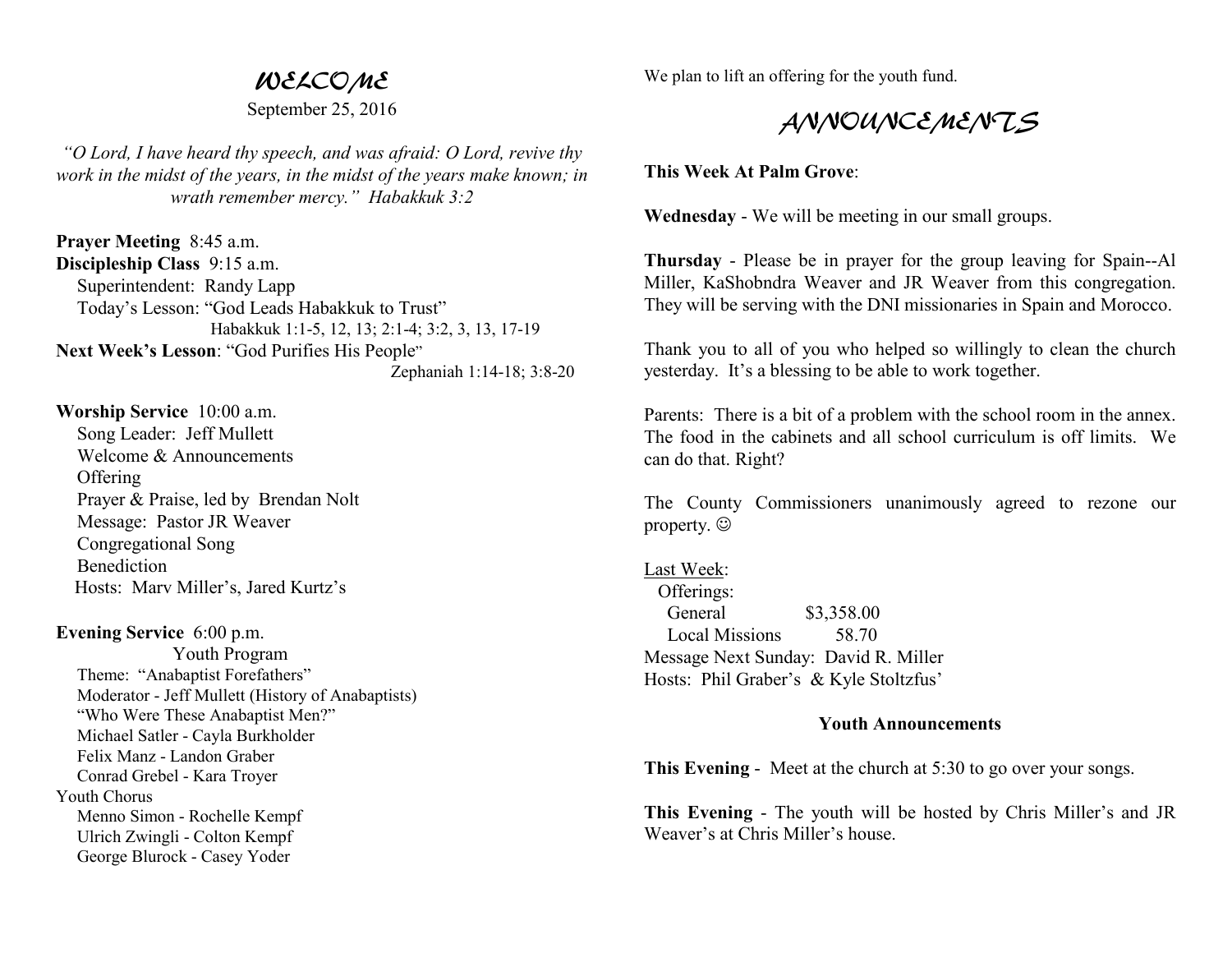# WELCOME

September 25, 2016

*"O Lord, I have heard thy speech, and was afraid: O Lord, revive thy work in the midst of the years, in the midst of the years make known; in wrath remember mercy." Habakkuk 3:2*

**Prayer Meeting** 8:45 a.m.
**Discipleship Class** 9:15 a.m.
Superintendent: Randy Lapp
Today's Lesson: "God Leads Habakkuk to Trust"
Habakkuk 1:1-5, 12, 13; 2:1-4; 3:2, 3, 13, 17-19
**Next Week's Lesson**: "God Purifies His People"
Zephaniah 1:14-18; 3:8-20

**Worship Service** 10:00 a.m.
Song Leader: Jeff Mullett
Welcome & Announcements
Offering
Prayer & Praise, led by Brendan Nolt
Message: Pastor JR Weaver
Congregational Song
Benediction
Hosts: Marv Miller's, Jared Kurtz's

**Evening Service** 6:00 p.m.
Youth Program
Theme: "Anabaptist Forefathers"
Moderator - Jeff Mullett (History of Anabaptists)
"Who Were These Anabaptist Men?"
Michael Satler - Cayla Burkholder
Felix Manz - Landon Graber
Conrad Grebel - Kara Troyer
Youth Chorus
Menno Simon - Rochelle Kempf
Ulrich Zwingli - Colton Kempf
George Blurock - Casey Yoder

We plan to lift an offering for the youth fund.

# ANNOUNCEMENTS

**This Week At Palm Grove**:

**Wednesday** - We will be meeting in our small groups.

**Thursday** - Please be in prayer for the group leaving for Spain--Al Miller, KaShobndra Weaver and JR Weaver from this congregation. They will be serving with the DNI missionaries in Spain and Morocco.

Thank you to all of you who helped so willingly to clean the church yesterday. It's a blessing to be able to work together.

Parents: There is a bit of a problem with the school room in the annex. The food in the cabinets and all school curriculum is off limits. We can do that. Right?

The County Commissioners unanimously agreed to rezone our property. ☺

Last Week:
Offerings:
General $3,358.00
Local Missions 58.70
Message Next Sunday: David R. Miller
Hosts: Phil Graber's & Kyle Stoltzfus'

**Youth Announcements**

**This Evening** - Meet at the church at 5:30 to go over your songs.

**This Evening** - The youth will be hosted by Chris Miller's and JR Weaver's at Chris Miller's house.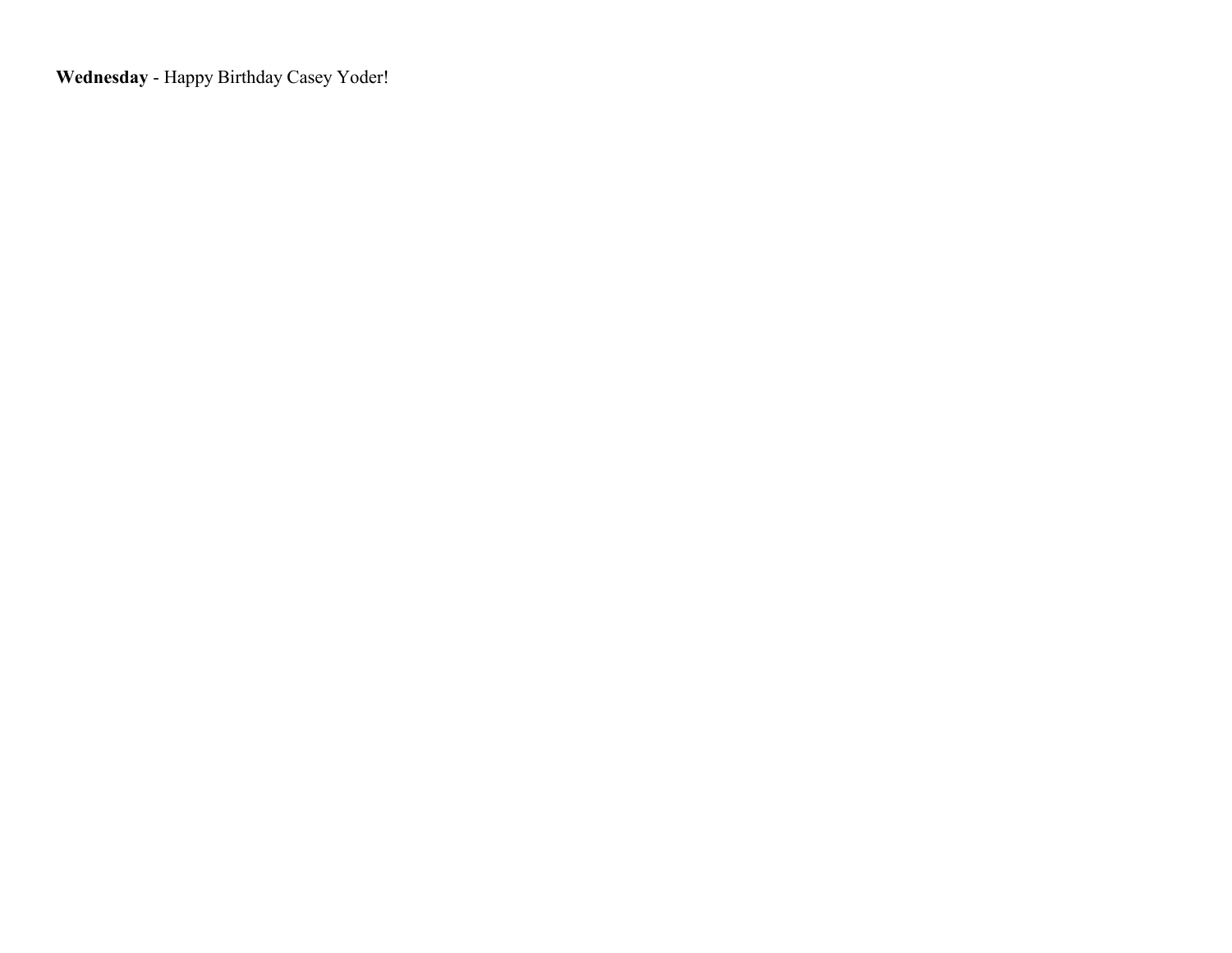**Wednesday** - Happy Birthday Casey Yoder!